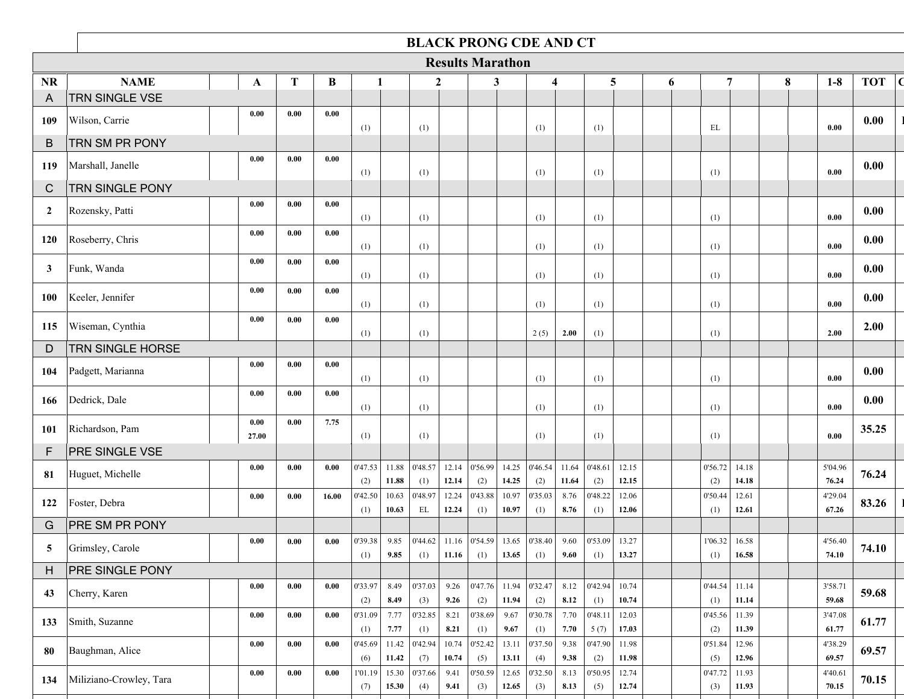# BLACK PRONG CDE AND CT

## Results Marathon

| NR | NAME | A | T | B | 1 | 2 | 3 | 4 | 5 | 6 | 7 | 8 | 1-8 | TOT |
|---|---|---|---|---|---|---|---|---|---|---|---|---|---|---|
| A | TRN SINGLE VSE | | | | | | | | | | | | | |
| 109 | Wilson, Carrie | 0.00 | 0.00 | 0.00 | (1) | (1) | | (1) | (1) | | EL | | 0.00 | 0.00 |
| B | TRN SM PR PONY | | | | | | | | | | | | | |
| 119 | Marshall, Janelle | 0.00 | 0.00 | 0.00 | (1) | (1) | | (1) | (1) | | (1) | | 0.00 | 0.00 |
| C | TRN SINGLE PONY | | | | | | | | | | | | | |
| 2 | Rozensky, Patti | 0.00 | 0.00 | 0.00 | (1) | (1) | | (1) | (1) | | (1) | | 0.00 | 0.00 |
| 120 | Roseberry, Chris | 0.00 | 0.00 | 0.00 | (1) | (1) | | (1) | (1) | | (1) | | 0.00 | 0.00 |
| 3 | Funk, Wanda | 0.00 | 0.00 | 0.00 | (1) | (1) | | (1) | (1) | | (1) | | 0.00 | 0.00 |
| 100 | Keeler, Jennifer | 0.00 | 0.00 | 0.00 | (1) | (1) | | (1) | (1) | | (1) | | 0.00 | 0.00 |
| 115 | Wiseman, Cynthia | 0.00 | 0.00 | 0.00 | (1) | (1) | | 2 (5) **2.00** | (1) | | (1) | | 2.00 | 2.00 |
| D | TRN SINGLE HORSE | | | | | | | | | | | | | |
| 104 | Padgett, Marianna | 0.00 | 0.00 | 0.00 | (1) | (1) | | (1) | (1) | | (1) | | 0.00 | 0.00 |
| 166 | Dedrick, Dale | 0.00 | 0.00 | 0.00 | (1) | (1) | | (1) | (1) | | (1) | | 0.00 | 0.00 |
| 101 | Richardson, Pam | 0.00 27.00 | 0.00 | 7.75 | (1) | (1) | | (1) | (1) | | (1) | | 0.00 | 35.25 |
| F | PRE SINGLE VSE | | | | | | | | | | | | | |
| 81 | Huguet, Michelle | 0.00 | 0.00 | 0.00 | 0'47.53 (2) 11.88 **11.88** | 0'48.57 (1) 12.14 **12.14** | 0'56.99 (2) 14.25 **14.25** | 0'46.54 (2) 11.64 **11.64** | 0'48.61 (2) 12.15 **12.15** | | 0'56.72 (2) 14.18 **14.18** | | 5'04.96 **76.24** | 76.24 |
| 122 | Foster, Debra | 0.00 | 0.00 | 16.00 | 0'42.50 (1) 10.63 **10.63** | 0'48.97 EL 12.24 **12.24** | 0'43.88 (1) 10.97 **10.97** | 0'35.03 (1) 8.76 **8.76** | 0'48.22 (1) 12.06 **12.06** | | 0'50.44 (1) 12.61 **12.61** | | 4'29.04 **67.26** | 83.26 |
| G | PRE SM PR PONY | | | | | | | | | | | | | |
| 5 | Grimsley, Carole | 0.00 | 0.00 | 0.00 | 0'39.38 (1) 9.85 **9.85** | 0'44.62 (1) 11.16 **11.16** | 0'54.59 (1) 13.65 **13.65** | 0'38.40 (1) 9.60 **9.60** | 0'53.09 (1) 13.27 **13.27** | | 1'06.32 (1) 16.58 **16.58** | | 4'56.40 **74.10** | 74.10 |
| H | PRE SINGLE PONY | | | | | | | | | | | | | |
| 43 | Cherry, Karen | 0.00 | 0.00 | 0.00 | 0'33.97 (2) 8.49 **8.49** | 0'37.03 (3) 9.26 **9.26** | 0'47.76 (2) 11.94 **11.94** | 0'32.47 (2) 8.12 **8.12** | 0'42.94 (1) 10.74 **10.74** | | 0'44.54 (1) 11.14 **11.14** | | 3'58.71 **59.68** | 59.68 |
| 133 | Smith, Suzanne | 0.00 | 0.00 | 0.00 | 0'31.09 (1) 7.77 **7.77** | 0'32.85 (1) 8.21 **8.21** | 0'38.69 (1) 9.67 **9.67** | 0'30.78 (1) 7.70 **7.70** | 0'48.11 5 (7) 12.03 **17.03** | | 0'45.56 (2) 11.39 **11.39** | | 3'47.08 **61.77** | 61.77 |
| 80 | Baughman, Alice | 0.00 | 0.00 | 0.00 | 0'45.69 (6) 11.42 **11.42** | 0'42.94 (7) 10.74 **10.74** | 0'52.42 (5) 13.11 **13.11** | 0'37.50 (4) 9.38 **9.38** | 0'47.90 (2) 11.98 **11.98** | | 0'51.84 (5) 12.96 **12.96** | | 4'38.29 **69.57** | 69.57 |
| 134 | Miliziano-Crowley, Tara | 0.00 | 0.00 | 0.00 | 1'01.19 (7) 15.30 **15.30** | 0'37.66 (4) 9.41 **9.41** | 0'50.59 (3) 12.65 **12.65** | 0'32.50 (3) 8.13 **8.13** | 0'50.95 (5) 12.74 **12.74** | | 0'47.72 (3) 11.93 **11.93** | | 4'40.61 **70.15** | 70.15 |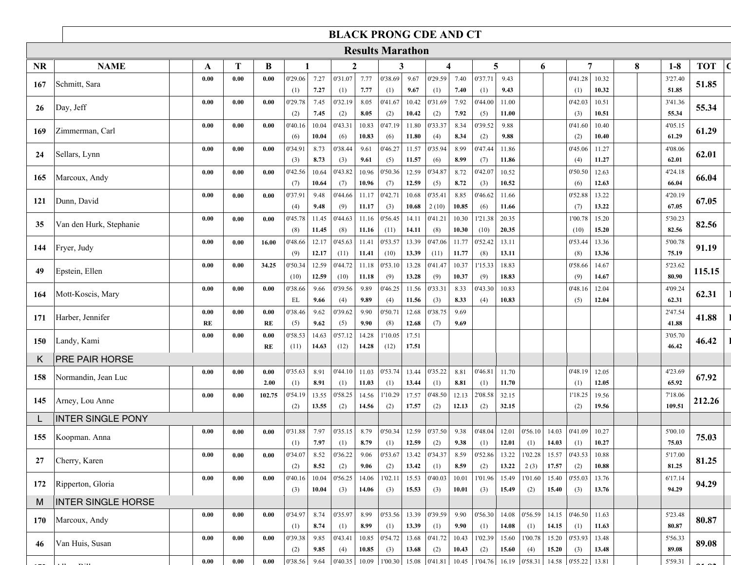# BLACK PRONG CDE AND CT

## Results Marathon

| NR | NAME | A | T | B | 1 | | 2 | | 3 | | 4 | | 5 | | 6 | | 7 | | 8 | | 1-8 | TOT | C |
|---|---|---|---|---|---|---|---|---|---|---|---|---|---|---|---|---|---|---|---|---|---|---|---|
| 167 | Schmitt, Sara | 0.00 | 0.00 | 0.00 | 0'29.06 (1) | 7.27 **7.27** | 0'31.07 (1) | 7.77 **7.77** | 0'38.69 (1) | 9.67 **9.67** | 0'29.59 (1) | 7.40 **7.40** | 0'37.71 (1) | 9.43 **9.43** | | | 0'41.28 (1) | 10.32 **10.32** | | | 3'27.40 **51.85** | **51.85** | |
| 26 | Day, Jeff | 0.00 | 0.00 | 0.00 | 0'29.78 (2) | 7.45 **7.45** | 0'32.19 (2) | 8.05 **8.05** | 0'41.67 (2) | 10.42 **10.42** | 0'31.69 (2) | 7.92 **7.92** | 0'44.00 (5) | 11.00 **11.00** | | | 0'42.03 (3) | 10.51 **10.51** | | | 3'41.36 **55.34** | **55.34** | |
| 169 | Zimmerman, Carl | 0.00 | 0.00 | 0.00 | 0'40.16 (6) | 10.04 **10.04** | 0'43.31 (6) | 10.83 **10.83** | 0'47.19 (6) | 11.80 **11.80** | 0'33.37 (4) | 8.34 **8.34** | 0'39.52 (2) | 9.88 **9.88** | | | 0'41.60 (2) | 10.40 **10.40** | | | 4'05.15 **61.29** | **61.29** | |
| 24 | Sellars, Lynn | 0.00 | 0.00 | 0.00 | 0'34.91 (3) | 8.73 **8.73** | 0'38.44 (3) | 9.61 **9.61** | 0'46.27 (5) | 11.57 **11.57** | 0'35.94 (6) | 8.99 **8.99** | 0'47.44 (7) | 11.86 **11.86** | | | 0'45.06 (4) | 11.27 **11.27** | | | 4'08.06 **62.01** | **62.01** | |
| 165 | Marcoux, Andy | 0.00 | 0.00 | 0.00 | 0'42.56 (7) | 10.64 **10.64** | 0'43.82 (7) | 10.96 **10.96** | 0'50.36 (7) | 12.59 **12.59** | 0'34.87 (5) | 8.72 **8.72** | 0'42.07 (3) | 10.52 **10.52** | | | 0'50.50 (6) | 12.63 **12.63** | | | 4'24.18 **66.04** | **66.04** | |
| 121 | Dunn, David | 0.00 | 0.00 | 0.00 | 0'37.91 (4) | 9.48 **9.48** | 0'44.66 (9) | 11.17 **11.17** | 0'42.71 (3) | 10.68 **10.68** | 0'35.41 2 (10) | 8.85 **10.85** | 0'46.62 (6) | 11.66 **11.66** | | | 0'52.88 (7) | 13.22 **13.22** | | | 4'20.19 **67.05** | **67.05** | |
| 35 | Van den Hurk, Stephanie | 0.00 | 0.00 | 0.00 | 0'45.78 (8) | 11.45 **11.45** | 0'44.63 (8) | 11.16 **11.16** | 0'56.45 (11) | 14.11 **14.11** | 0'41.21 (8) | 10.30 **10.30** | 1'21.38 (10) | 20.35 **20.35** | | | 1'00.78 (10) | 15.20 **15.20** | | | 5'30.23 **82.56** | **82.56** | |
| 144 | Fryer, Judy | 0.00 | 0.00 | 16.00 | 0'48.66 (9) | 12.17 **12.17** | 0'45.63 (11) | 11.41 **11.41** | 0'53.57 (10) | 13.39 **13.39** | 0'47.06 (11) | 11.77 **11.77** | 0'52.42 (8) | 13.11 **13.11** | | | 0'53.44 (8) | 13.36 **13.36** | | | 5'00.78 **75.19** | **91.19** | |
| 49 | Epstein, Ellen | 0.00 | 0.00 | 34.25 | 0'50.34 (10) | 12.59 **12.59** | 0'44.72 (10) | 11.18 **11.18** | 0'53.10 (9) | 13.28 **13.28** | 0'41.47 (9) | 10.37 **10.37** | 1'15.33 (9) | 18.83 **18.83** | | | 0'58.66 (9) | 14.67 **14.67** | | | 5'23.62 **80.90** | **115.15** | |
| 164 | Mott-Koscis, Mary | 0.00 | 0.00 | 0.00 | 0'38.66 EL | 9.66 **9.66** | 0'39.56 (4) | 9.89 **9.89** | 0'46.25 (4) | 11.56 **11.56** | 0'33.31 (3) | 8.33 **8.33** | 0'43.30 (4) | 10.83 **10.83** | | | 0'48.16 (5) | 12.04 **12.04** | | | 4'09.24 **62.31** | **62.31** | |
| 171 | Harber, Jennifer | 0.00 RE | 0.00 | 0.00 RE | 0'38.46 (5) | 9.62 **9.62** | 0'39.62 (5) | 9.90 **9.90** | 0'50.71 (8) | 12.68 **12.68** | 0'38.75 (7) | 9.69 **9.69** | | | | | | | | | 2'47.54 **41.88** | **41.88** | |
| 150 | Landy, Kami | 0.00 | 0.00 | 0.00 RE | 0'58.53 (11) | 14.63 **14.63** | 0'57.12 (12) | 14.28 **14.28** | 1'10.05 (12) | 17.51 **17.51** | | | | | | | | | | | 3'05.70 **46.42** | **46.42** | |
| K | PRE PAIR HORSE | | | | | | | | | | | | | | | | | | | | | | |
| 158 | Normandin, Jean Luc | 0.00 | 0.00 | 0.00 2.00 | 0'35.63 (1) | 8.91 **8.91** | 0'44.10 (1) | 11.03 **11.03** | 0'53.74 (1) | 13.44 **13.44** | 0'35.22 (1) | 8.81 **8.81** | 0'46.81 (1) | 11.70 **11.70** | | | 0'48.19 (1) | 12.05 **12.05** | | | 4'23.69 **65.92** | **67.92** | |
| 145 | Arney, Lou Anne | 0.00 | 0.00 | 102.75 | 0'54.19 (2) | 13.55 **13.55** | 0'58.25 (2) | 14.56 **14.56** | 1'10.29 (2) | 17.57 **17.57** | 0'48.50 (2) | 12.13 **12.13** | 2'08.58 (2) | 32.15 **32.15** | | | 1'18.25 (2) | 19.56 **19.56** | | | 7'18.06 **109.51** | **212.26** | |
| L | INTER SINGLE PONY | | | | | | | | | | | | | | | | | | | | | | |
| 155 | Koopman. Anna | 0.00 | 0.00 | 0.00 | 0'31.88 (1) | 7.97 **7.97** | 0'35.15 (1) | 8.79 **8.79** | 0'50.34 (1) | 12.59 **12.59** | 0'37.50 (2) | 9.38 **9.38** | 0'48.04 (1) | 12.01 **12.01** | 0'56.10 (1) | 14.03 **14.03** | 0'41.09 (1) | 10.27 **10.27** | | | 5'00.10 **75.03** | **75.03** | |
| 27 | Cherry, Karen | 0.00 | 0.00 | 0.00 | 0'34.07 (2) | 8.52 **8.52** | 0'36.22 (2) | 9.06 **9.06** | 0'53.67 (2) | 13.42 **13.42** | 0'34.37 (1) | 8.59 **8.59** | 0'52.86 (2) | 13.22 **13.22** | 1'02.28 2 (3) | 15.57 **17.57** | 0'43.53 (2) | 10.88 **10.88** | | | 5'17.00 **81.25** | **81.25** | |
| 172 | Ripperton, Gloria | 0.00 | 0.00 | 0.00 | 0'40.16 (3) | 10.04 **10.04** | 0'56.25 (3) | 14.06 **14.06** | 1'02.11 (3) | 15.53 **15.53** | 0'40.03 (3) | 10.01 **10.01** | 1'01.96 (3) | 15.49 **15.49** | 1'01.60 (2) | 15.40 **15.40** | 0'55.03 (3) | 13.76 **13.76** | | | 6'17.14 **94.29** | **94.29** | |
| M | INTER SINGLE HORSE | | | | | | | | | | | | | | | | | | | | | | |
| 170 | Marcoux, Andy | 0.00 | 0.00 | 0.00 | 0'34.97 (1) | 8.74 **8.74** | 0'35.97 (1) | 8.99 **8.99** | 0'53.56 (1) | 13.39 **13.39** | 0'39.59 (1) | 9.90 **9.90** | 0'56.30 (1) | 14.08 **14.08** | 0'56.59 (1) | 14.15 **14.15** | 0'46.50 (1) | 11.63 **11.63** | | | 5'23.48 **80.87** | **80.87** | |
| 46 | Van Huis, Susan | 0.00 | 0.00 | 0.00 | 0'39.38 (2) | 9.85 **9.85** | 0'43.41 (4) | 10.85 **10.85** | 0'54.72 (3) | 13.68 **13.68** | 0'41.72 (2) | 10.43 **10.43** | 1'02.39 (2) | 15.60 **15.60** | 1'00.78 (4) | 15.20 **15.20** | 0'53.93 (3) | 13.48 **13.48** | | | 5'56.33 **89.08** | **89.08** | |
| | Allen, Bill | 0.00 | 0.00 | 0.00 | 0'38.56 | 9.64 | 0'40.35 | 10.09 | 1'00.30 | 15.08 | 0'41.81 | 10.45 | 1'04.76 | 16.19 | 0'58.31 | 14.58 | 0'55.22 | 13.81 | | | 5'59.31 | | |